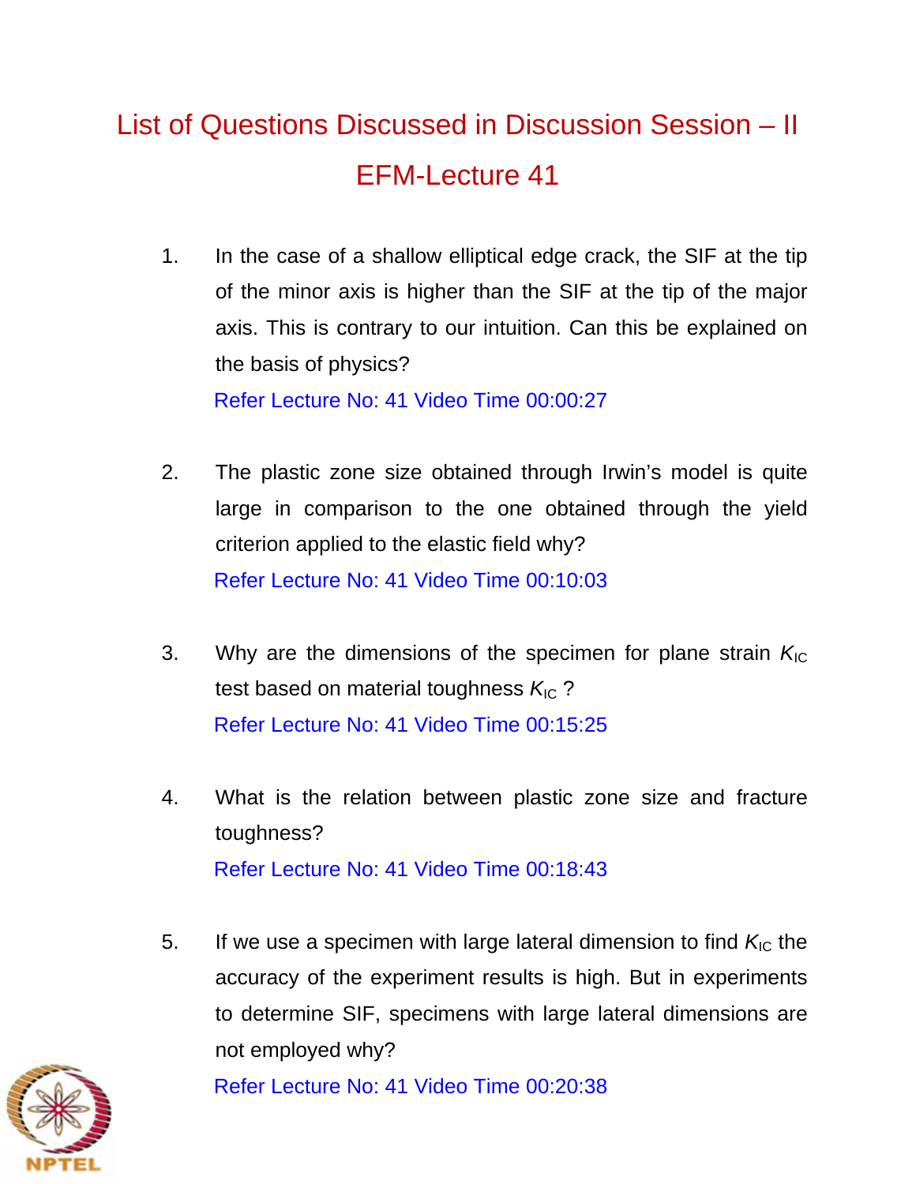# List of Questions Discussed in Discussion Session – II

## EFM-Lecture 41

1. In the case of a shallow elliptical edge crack, the SIF at the tip of the minor axis is higher than the SIF at the tip of the major axis. This is contrary to our intuition. Can this be explained on the basis of physics?

   Refer Lecture No: 41 Video Time 00:00:27

2. The plastic zone size obtained through Irwin's model is quite large in comparison to the one obtained through the yield criterion applied to the elastic field why?

   Refer Lecture No: 41 Video Time 00:10:03

3. Why are the dimensions of the specimen for plane strain $K_{IC}$ test based on material toughness $K_{IC}$ ?

   Refer Lecture No: 41 Video Time 00:15:25

4. What is the relation between plastic zone size and fracture toughness?

   Refer Lecture No: 41 Video Time 00:18:43

5. If we use a specimen with large lateral dimension to find $K_{IC}$ the accuracy of the experiment results is high. But in experiments to determine SIF, specimens with large lateral dimensions are not employed why?

   Refer Lecture No: 41 Video Time 00:20:38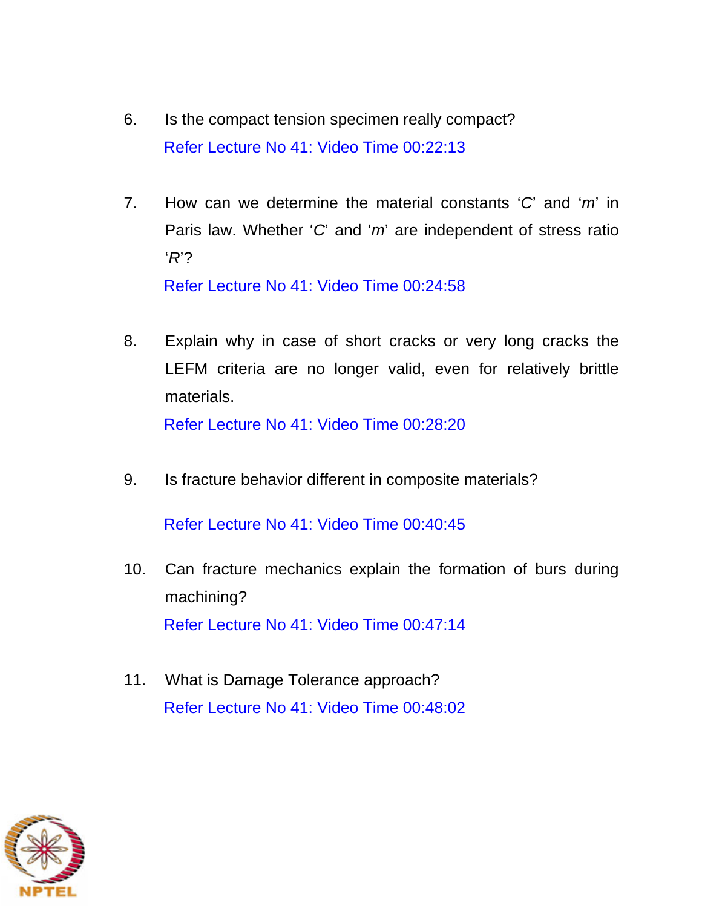6. Is the compact tension specimen really compact?
   Refer Lecture No 41: Video Time 00:22:13

7. How can we determine the material constants '$C$' and '$m$' in Paris law. Whether '$C$' and '$m$' are independent of stress ratio '$R$'?
   Refer Lecture No 41: Video Time 00:24:58

8. Explain why in case of short cracks or very long cracks the LEFM criteria are no longer valid, even for relatively brittle materials.
   Refer Lecture No 41: Video Time 00:28:20

9. Is fracture behavior different in composite materials?

   Refer Lecture No 41: Video Time 00:40:45

10. Can fracture mechanics explain the formation of burs during machining?
    Refer Lecture No 41: Video Time 00:47:14

11. What is Damage Tolerance approach?
    Refer Lecture No 41: Video Time 00:48:02